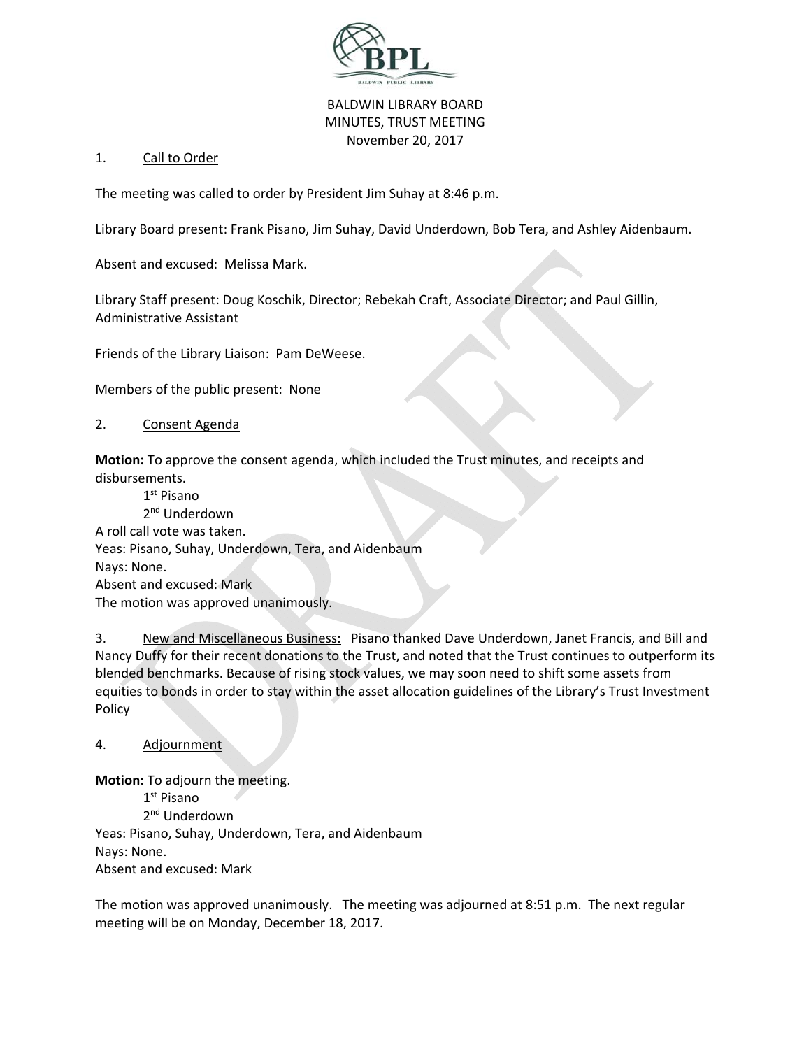BALDWIN LIBRARY BOARD
MINUTES, TRUST MEETING
November 20, 2017

1. Call to Order

The meeting was called to order by President Jim Suhay at 8:46 p.m.

Library Board present: Frank Pisano, Jim Suhay, David Underdown, Bob Tera, and Ashley Aidenbaum.

Absent and excused: Melissa Mark.

Library Staff present: Doug Koschik, Director; Rebekah Craft, Associate Director; and Paul Gillin, Administrative Assistant

Friends of the Library Liaison: Pam DeWeese.

Members of the public present: None

2. Consent Agenda

**Motion:** To approve the consent agenda, which included the Trust minutes, and receipts and disbursements.

1st Pisano
2nd Underdown

A roll call vote was taken.
Yeas: Pisano, Suhay, Underdown, Tera, and Aidenbaum
Nays: None.
Absent and excused: Mark
The motion was approved unanimously.

3. New and Miscellaneous Business: Pisano thanked Dave Underdown, Janet Francis, and Bill and Nancy Duffy for their recent donations to the Trust, and noted that the Trust continues to outperform its blended benchmarks. Because of rising stock values, we may soon need to shift some assets from equities to bonds in order to stay within the asset allocation guidelines of the Library's Trust Investment Policy

4. Adjournment

**Motion:** To adjourn the meeting.

1st Pisano
2nd Underdown

Yeas: Pisano, Suhay, Underdown, Tera, and Aidenbaum
Nays: None.
Absent and excused: Mark

The motion was approved unanimously. The meeting was adjourned at 8:51 p.m. The next regular meeting will be on Monday, December 18, 2017.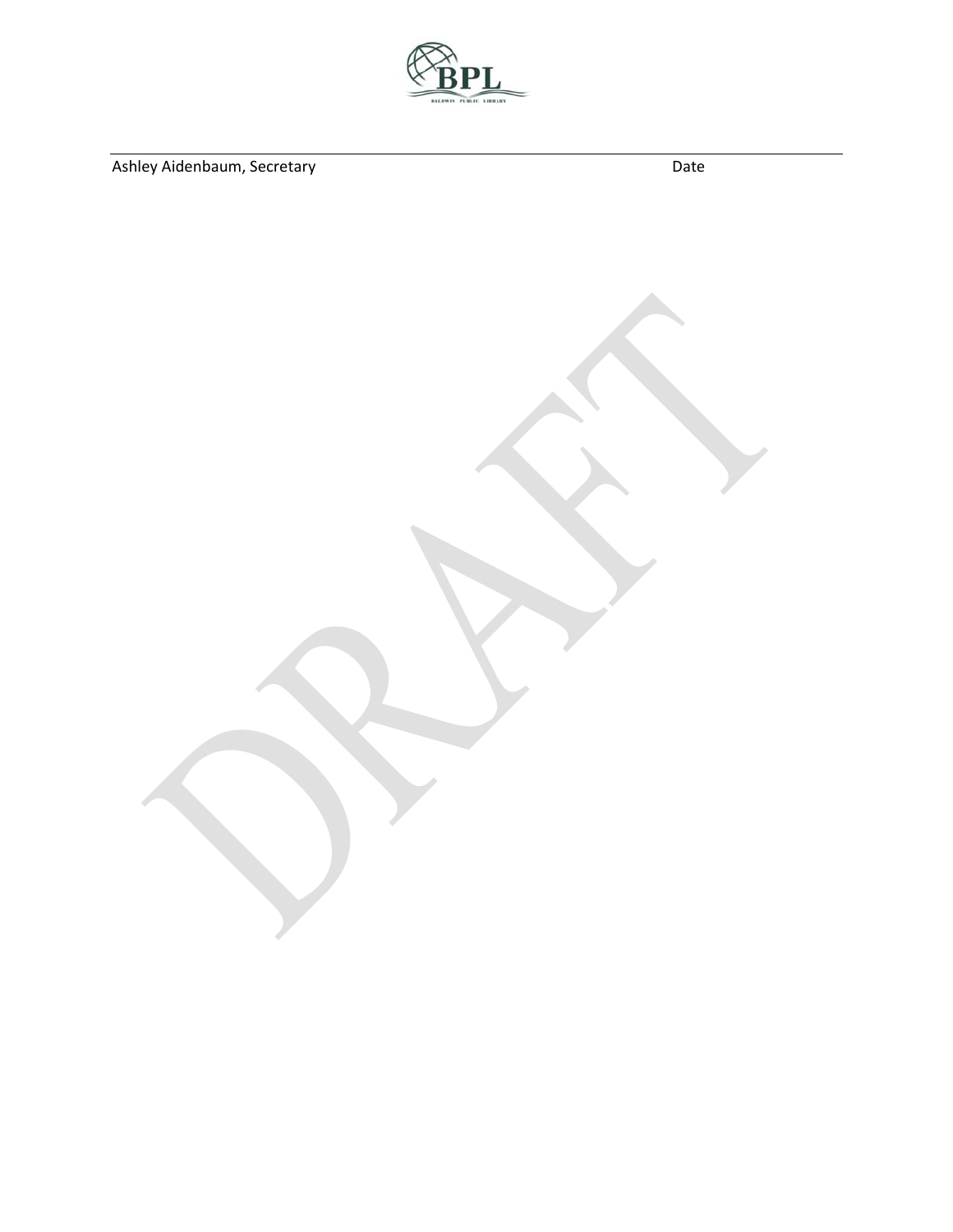Ashley Aidenbaum, Secretary Date